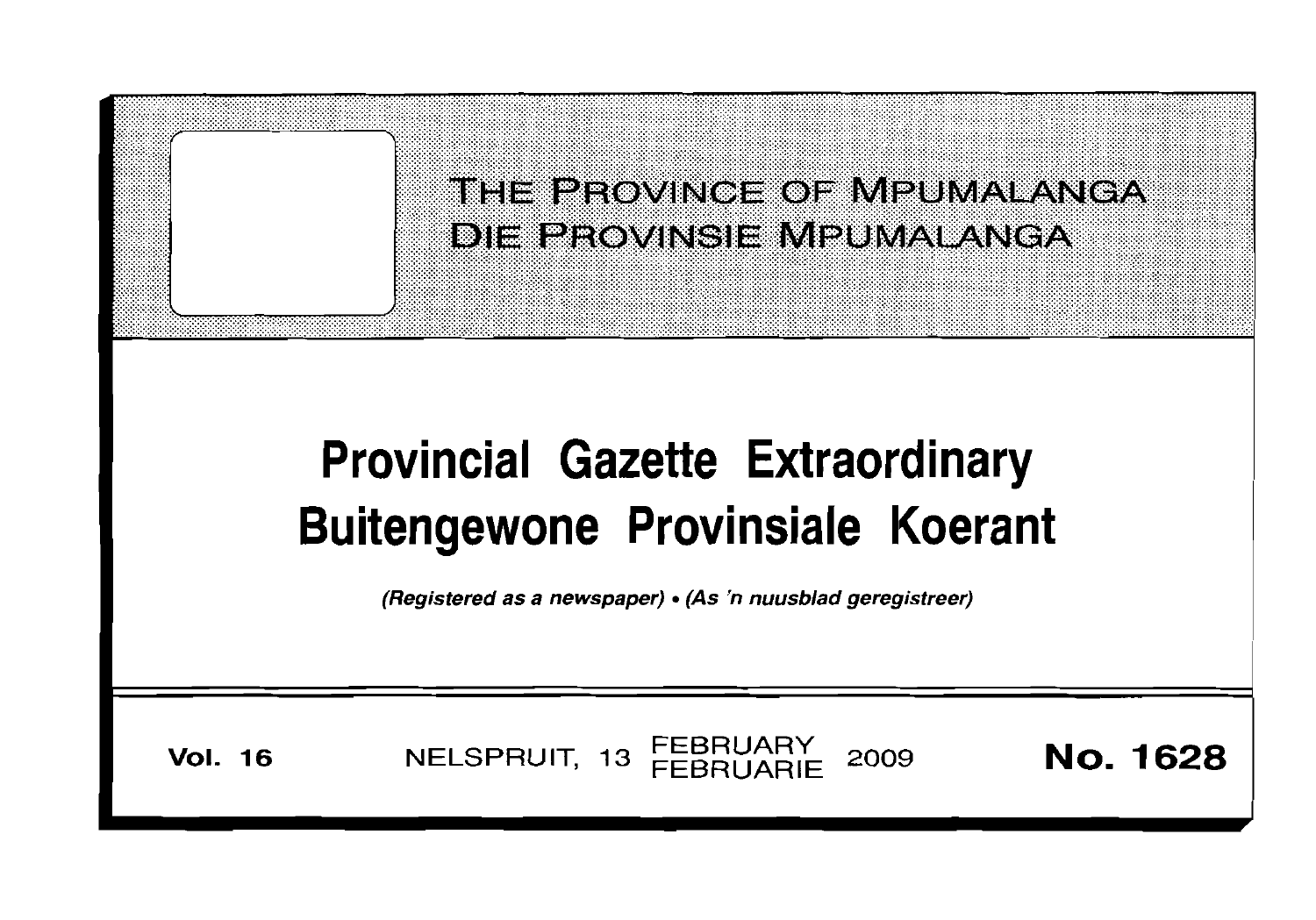# THE PROVINCE OF MPUMALANGA
# DIE PROVINSIE MPUMALANGA

# Provincial Gazette Extraordinary
# Buitengewone Provinsiale Koerant

*(Registered as a newspaper)* • *(As 'n nuusblad geregistreer)*

**Vol. 16** NELSPRUIT, 13 FEBRUARY / FEBRUARIE 2009 **No. 1628**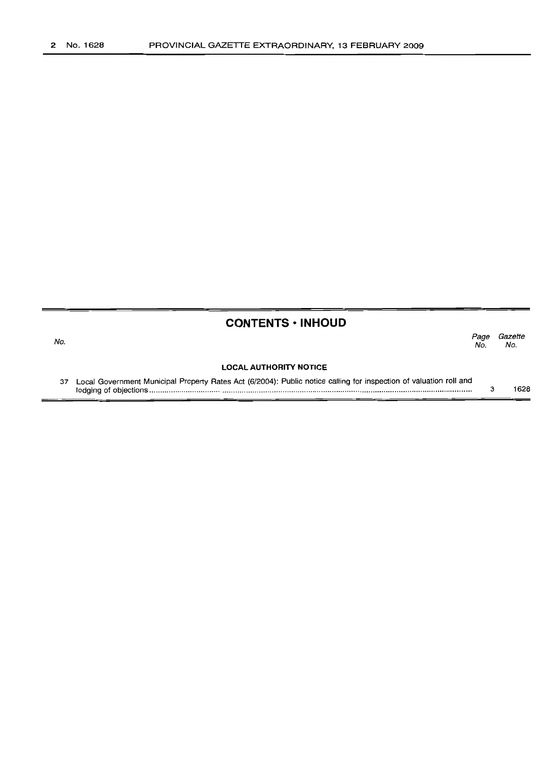## CONTENTS • INHOUD

| No. | | Page No. | Gazette No. |
|---|---|---|---|
| | **LOCAL AUTHORITY NOTICE** | | |
| 37 | Local Government Municipal Property Rates Act (6/2004): Public notice calling for inspection of valuation roll and lodging of objections | 3 | 1628 |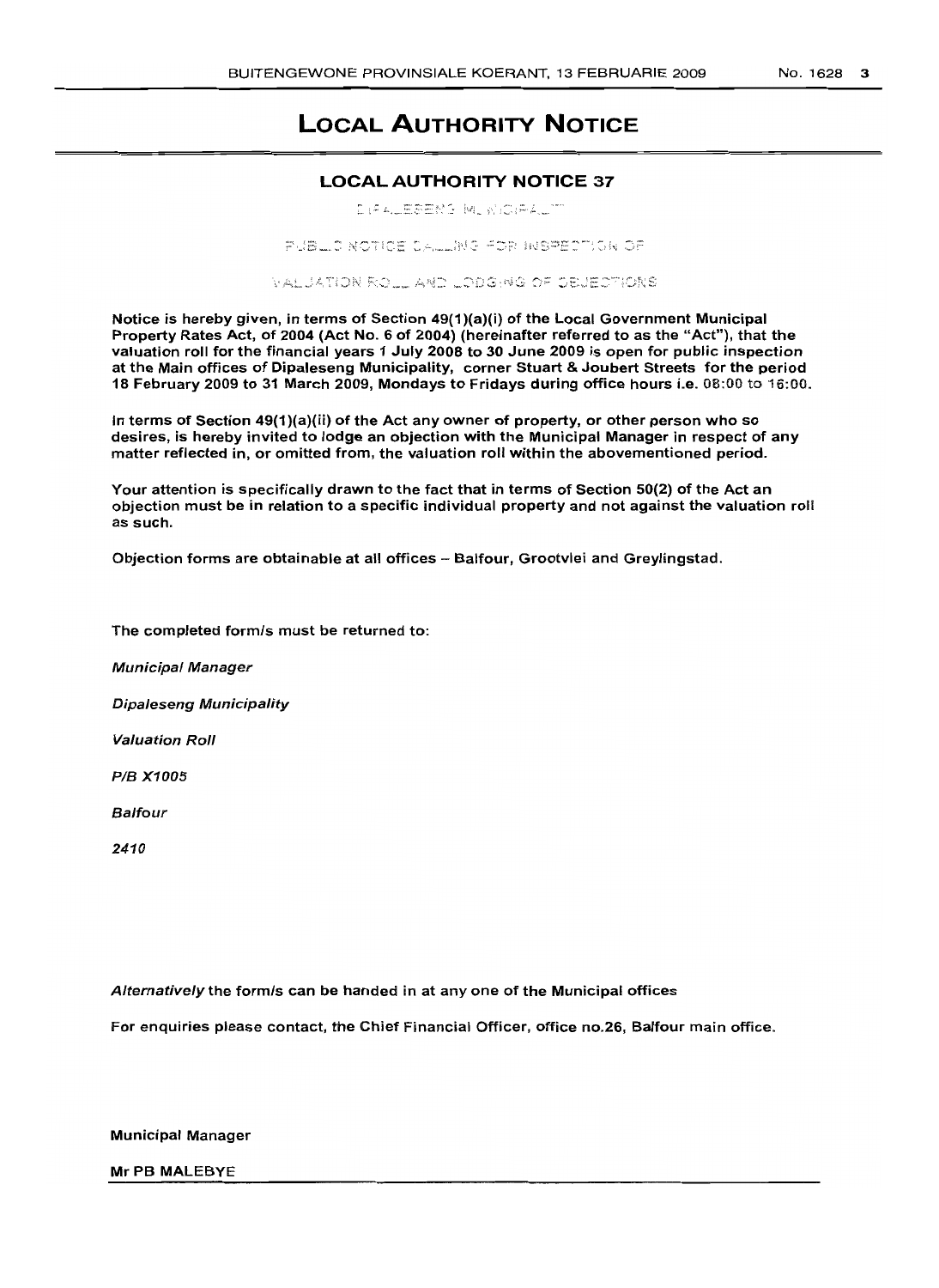# LOCAL AUTHORITY NOTICE

## LOCAL AUTHORITY NOTICE 37

DIPALESENG MUNICIPALITY

PUBLIC NOTICE CALLING FOR INSPECTION OF

VALUATION ROLL AND LODGING OF OBJECTIONS

**Notice is hereby given, in terms of Section 49(1)(a)(i) of the Local Government Municipal Property Rates Act, of 2004 (Act No. 6 of 2004) (hereinafter referred to as the "Act"), that the valuation roll for the financial years 1 July 2008 to 30 June 2009 is open for public inspection at the Main offices of Dipaleseng Municipality, corner Stuart & Joubert Streets for the period 18 February 2009 to 31 March 2009, Mondays to Fridays during office hours i.e. 08:00 to 16:00.**

**In terms of Section 49(1)(a)(ii) of the Act any owner of property, or other person who so desires, is hereby invited to lodge an objection with the Municipal Manager in respect of any matter reflected in, or omitted from, the valuation roll within the abovementioned period.**

**Your attention is specifically drawn to the fact that in terms of Section 50(2) of the Act an objection must be in relation to a specific individual property and not against the valuation roll as such.**

**Objection forms are obtainable at all offices – Balfour, Grootvlei and Greylingstad.**

**The completed form/s must be returned to:**

***Municipal Manager***

***Dipaleseng Municipality***

***Valuation Roll***

***P/B X1005***

***Balfour***

***2410***

***Alternatively* the form/s can be handed in at any one of the Municipal offices**

**For enquiries please contact, the Chief Financial Officer, office no.26, Balfour main office.**

**Municipal Manager**

**Mr PB MALEBYE**